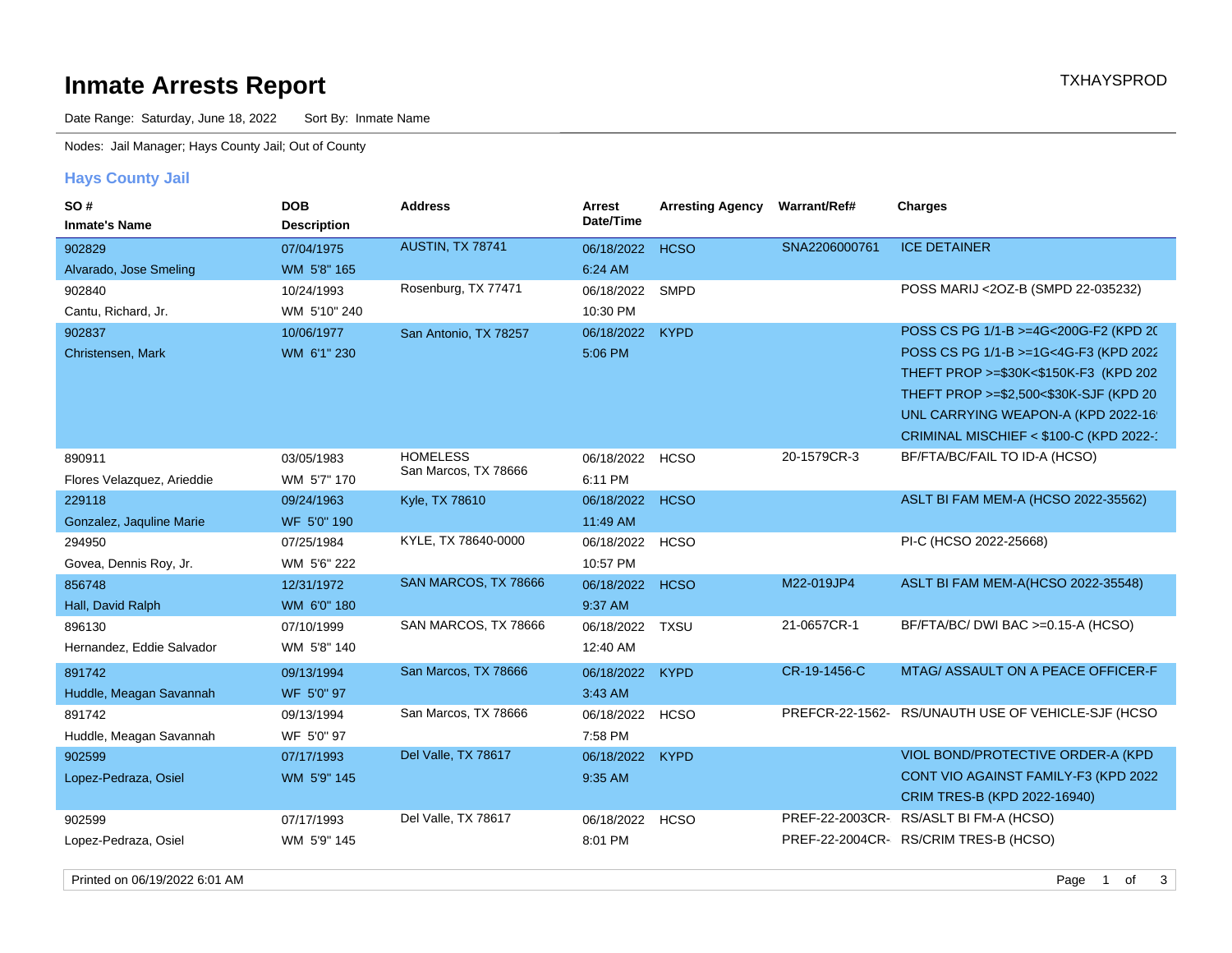# Inmate Arrests Report

TXHAYSPROD

Date Range: Saturday, June 18, 2022    Sort By: Inmate Name

Nodes: Jail Manager; Hays County Jail; Out of County

## Hays County Jail

| SO # / Inmate's Name | DOB / Description | Address | Arrest Date/Time | Arresting Agency | Warrant/Ref# | Charges |
|---|---|---|---|---|---|---|
| 902829<br>Alvarado, Jose Smeling | 07/04/1975<br>WM 5'8" 165 | AUSTIN, TX 78741 | 06/18/2022<br>6:24 AM | HCSO | SNA2206000761 | ICE DETAINER |
| 902840<br>Cantu, Richard, Jr. | 10/24/1993<br>WM 5'10" 240 | Rosenburg, TX 77471 | 06/18/2022<br>10:30 PM | SMPD | | POSS MARIJ <2OZ-B (SMPD 22-035232) |
| 902837<br>Christensen, Mark | 10/06/1977<br>WM 6'1" 230 | San Antonio, TX 78257 | 06/18/2022<br>5:06 PM | KYPD | | POSS CS PG 1/1-B >=4G<200G-F2 (KPD 20<br>POSS CS PG 1/1-B >=1G<4G-F3 (KPD 2022<br>THEFT PROP >=$30K<$150K-F3 (KPD 202<br>THEFT PROP >=$2,500<$30K-SJF (KPD 20<br>UNL CARRYING WEAPON-A (KPD 2022-16<br>CRIMINAL MISCHIEF < $100-C (KPD 2022- |
| 890911<br>Flores Velazquez, Arieddie | 03/05/1983<br>WM 5'7" 170 | HOMELESS<br>San Marcos, TX 78666 | 06/18/2022<br>6:11 PM | HCSO | 20-1579CR-3 | BF/FTA/BC/FAIL TO ID-A (HCSO) |
| 229118<br>Gonzalez, Jaquline Marie | 09/24/1963<br>WF 5'0" 190 | Kyle, TX 78610 | 06/18/2022<br>11:49 AM | HCSO | | ASLT BI FAM MEM-A (HCSO 2022-35562) |
| 294950<br>Govea, Dennis Roy, Jr. | 07/25/1984<br>WM 5'6" 222 | KYLE, TX 78640-0000 | 06/18/2022<br>10:57 PM | HCSO | | PI-C (HCSO 2022-25668) |
| 856748<br>Hall, David Ralph | 12/31/1972<br>WM 6'0" 180 | SAN MARCOS, TX 78666 | 06/18/2022<br>9:37 AM | HCSO | M22-019JP4 | ASLT BI FAM MEM-A(HCSO 2022-35548) |
| 896130<br>Hernandez, Eddie Salvador | 07/10/1999<br>WM 5'8" 140 | SAN MARCOS, TX 78666 | 06/18/2022<br>12:40 AM | TXSU | 21-0657CR-1 | BF/FTA/BC/ DWI BAC >=0.15-A (HCSO) |
| 891742<br>Huddle, Meagan Savannah | 09/13/1994<br>WF 5'0" 97 | San Marcos, TX 78666 | 06/18/2022<br>3:43 AM | KYPD | CR-19-1456-C | MTAG/ ASSAULT ON A PEACE OFFICER-F |
| 891742<br>Huddle, Meagan Savannah | 09/13/1994<br>WF 5'0" 97 | San Marcos, TX 78666 | 06/18/2022<br>7:58 PM | HCSO | PREFCR-22-1562- | RS/UNAUTH USE OF VEHICLE-SJF (HCSO |
| 902599<br>Lopez-Pedraza, Osiel | 07/17/1993<br>WM 5'9" 145 | Del Valle, TX 78617 | 06/18/2022<br>9:35 AM | KYPD | | VIOL BOND/PROTECTIVE ORDER-A (KPD<br>CONT VIO AGAINST FAMILY-F3 (KPD 2022<br>CRIM TRES-B (KPD 2022-16940) |
| 902599<br>Lopez-Pedraza, Osiel | 07/17/1993<br>WM 5'9" 145 | Del Valle, TX 78617 | 06/18/2022<br>8:01 PM | HCSO | PREF-22-2003CR-<br>PREF-22-2004CR- | RS/ASLT BI FM-A (HCSO)<br>RS/CRIM TRES-B (HCSO) |

Printed on 06/19/2022 6:01 AM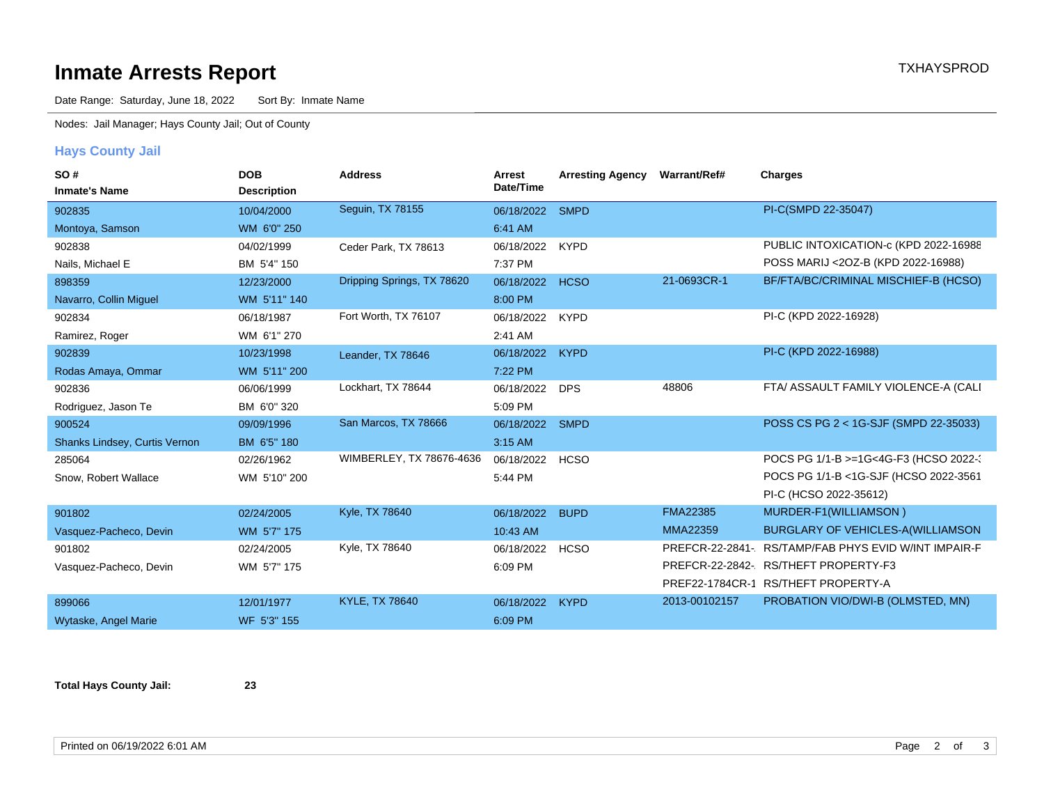# Inmate Arrests Report

TXHAYSPROD

Date Range: Saturday, June 18, 2022    Sort By: Inmate Name

Nodes: Jail Manager; Hays County Jail; Out of County

## Hays County Jail

| SO # / Inmate's Name | DOB / Description | Address | Arrest Date/Time | Arresting Agency | Warrant/Ref# | Charges |
|---|---|---|---|---|---|---|
| 902835 / Montoya, Samson | 10/04/2000 / WM 6'0" 250 | Seguin, TX 78155 | 06/18/2022 6:41 AM | SMPD | | PI-C(SMPD 22-35047) |
| 902838 / Nails, Michael E | 04/02/1999 / BM 5'4" 150 | Ceder Park, TX 78613 | 06/18/2022 7:37 PM | KYPD | | PUBLIC INTOXICATION-c (KPD 2022-16988; POSS MARIJ <2OZ-B (KPD 2022-16988) |
| 898359 / Navarro, Collin Miguel | 12/23/2000 / WM 5'11" 140 | Dripping Springs, TX 78620 | 06/18/2022 8:00 PM | HCSO | 21-0693CR-1 | BF/FTA/BC/CRIMINAL MISCHIEF-B (HCSO) |
| 902834 / Ramirez, Roger | 06/18/1987 / WM 6'1" 270 | Fort Worth, TX 76107 | 06/18/2022 2:41 AM | KYPD | | PI-C (KPD 2022-16928) |
| 902839 / Rodas Amaya, Ommar | 10/23/1998 / WM 5'11" 200 | Leander, TX 78646 | 06/18/2022 7:22 PM | KYPD | | PI-C (KPD 2022-16988) |
| 902836 / Rodriguez, Jason Te | 06/06/1999 / BM 6'0" 320 | Lockhart, TX 78644 | 06/18/2022 5:09 PM | DPS | 48806 | FTA/ ASSAULT FAMILY VIOLENCE-A (CALI |
| 900524 / Shanks Lindsey, Curtis Vernon | 09/09/1996 / BM 6'5" 180 | San Marcos, TX 78666 | 06/18/2022 3:15 AM | SMPD | | POSS CS PG 2 < 1G-SJF (SMPD 22-35033) |
| 285064 / Snow, Robert Wallace | 02/26/1962 / WM 5'10" 200 | WIMBERLEY, TX 78676-4636 | 06/18/2022 5:44 PM | HCSO | | POCS PG 1/1-B >=1G<4G-F3 (HCSO 2022-3; POCS PG 1/1-B <1G-SJF (HCSO 2022-3561; PI-C (HCSO 2022-35612) |
| 901802 / Vasquez-Pacheco, Devin | 02/24/2005 / WM 5'7" 175 | Kyle, TX 78640 | 06/18/2022 10:43 AM | BUPD | FMA22385; MMA22359 | MURDER-F1(WILLIAMSON ); BURGLARY OF VEHICLES-A(WILLIAMSON |
| 901802 / Vasquez-Pacheco, Devin | 02/24/2005 / WM 5'7" 175 | Kyle, TX 78640 | 06/18/2022 6:09 PM | HCSO | PREFCR-22-2841-; PREFCR-22-2842-; PREF22-1784CR-1 | RS/TAMP/FAB PHYS EVID W/INT IMPAIR-F; RS/THEFT PROPERTY-F3; RS/THEFT PROPERTY-A |
| 899066 / Wytaske, Angel Marie | 12/01/1977 / WF 5'3" 155 | KYLE, TX 78640 | 06/18/2022 6:09 PM | KYPD | 2013-00102157 | PROBATION VIO/DWI-B (OLMSTED, MN) |

**Total Hays County Jail:** 23

Printed on 06/19/2022 6:01 AM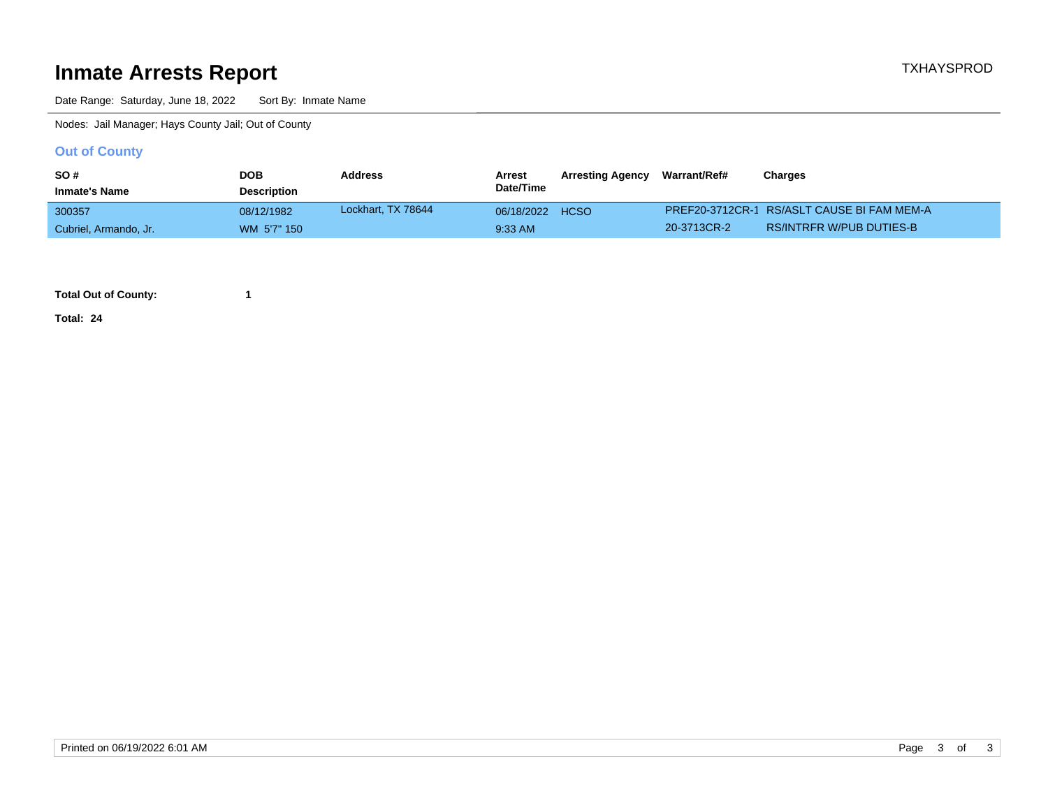# Inmate Arrests Report

TXHAYSPROD

Date Range: Saturday, June 18, 2022 Sort By: Inmate Name

Nodes: Jail Manager; Hays County Jail; Out of County

## Out of County

| SO # / Inmate's Name | DOB / Description | Address | Arrest Date/Time | Arresting Agency | Warrant/Ref# | Charges |
|---|---|---|---|---|---|---|
| 300357 / Cubriel, Armando, Jr. | 08/12/1982 / WM 5'7" 150 | Lockhart, TX 78644 | 06/18/2022 9:33 AM | HCSO | PREF20-3712CR-1 / 20-3713CR-2 | RS/ASLT CAUSE BI FAM MEM-A / RS/INTRFR W/PUB DUTIES-B |

**Total Out of County:** **1**

**Total: 24**

Printed on 06/19/2022 6:01 AM